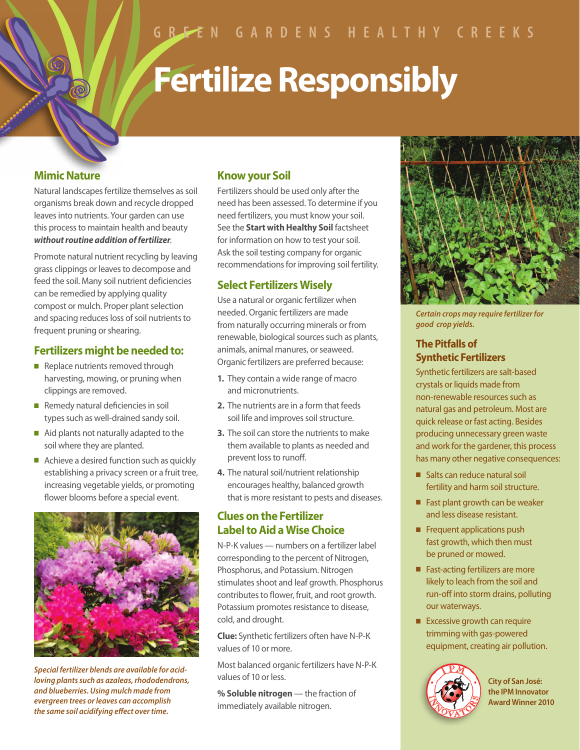GREEN GARDENS HEALTHY CREEKS

# Fertilize Responsibly

## Mimic Nature

Natural landscapes fertilize themselves as soil organisms break down and recycle dropped leaves into nutrients. Your garden can use this process to maintain health and beauty ***without routine addition of fertilizer***.

Promote natural nutrient recycling by leaving grass clippings or leaves to decompose and feed the soil. Many soil nutrient deficiencies can be remedied by applying quality compost or mulch. Proper plant selection and spacing reduces loss of soil nutrients to frequent pruning or shearing.

## Fertilizers might be needed to:

- Replace nutrients removed through harvesting, mowing, or pruning when clippings are removed.
- Remedy natural deficiencies in soil types such as well-drained sandy soil.
- Aid plants not naturally adapted to the soil where they are planted.
- Achieve a desired function such as quickly establishing a privacy screen or a fruit tree, increasing vegetable yields, or promoting flower blooms before a special event.

*Special fertilizer blends are available for acid-loving plants such as azaleas, rhododendrons, and blueberries. Using mulch made from evergreen trees or leaves can accomplish the same soil acidifying effect over time.*

## Know your Soil

Fertilizers should be used only after the need has been assessed. To determine if you need fertilizers, you must know your soil. See the **Start with Healthy Soil** factsheet for information on how to test your soil. Ask the soil testing company for organic recommendations for improving soil fertility.

## Select Fertilizers Wisely

Use a natural or organic fertilizer when needed. Organic fertilizers are made from naturally occurring minerals or from renewable, biological sources such as plants, animals, animal manures, or seaweed. Organic fertilizers are preferred because:

1. They contain a wide range of macro and micronutrients.
2. The nutrients are in a form that feeds soil life and improves soil structure.
3. The soil can store the nutrients to make them available to plants as needed and prevent loss to runoff.
4. The natural soil/nutrient relationship encourages healthy, balanced growth that is more resistant to pests and diseases.

## Clues on the Fertilizer Label to Aid a Wise Choice

N-P-K values — numbers on a fertilizer label corresponding to the percent of Nitrogen, Phosphorus, and Potassium. Nitrogen stimulates shoot and leaf growth. Phosphorus contributes to flower, fruit, and root growth. Potassium promotes resistance to disease, cold, and drought.

**Clue:** Synthetic fertilizers often have N-P-K values of 10 or more.

Most balanced organic fertilizers have N-P-K values of 10 or less.

**% Soluble nitrogen** — the fraction of immediately available nitrogen.

*Certain crops may require fertilizer for good crop yields.*

## The Pitfalls of Synthetic Fertilizers

Synthetic fertilizers are salt-based crystals or liquids made from non-renewable resources such as natural gas and petroleum. Most are quick release or fast acting. Besides producing unnecessary green waste and work for the gardener, this process has many other negative consequences:

- Salts can reduce natural soil fertility and harm soil structure.
- Fast plant growth can be weaker and less disease resistant.
- Frequent applications push fast growth, which then must be pruned or mowed.
- Fast-acting fertilizers are more likely to leach from the soil and run-off into storm drains, polluting our waterways.
- Excessive growth can require trimming with gas-powered equipment, creating air pollution.

City of San José: the IPM Innovator Award Winner 2010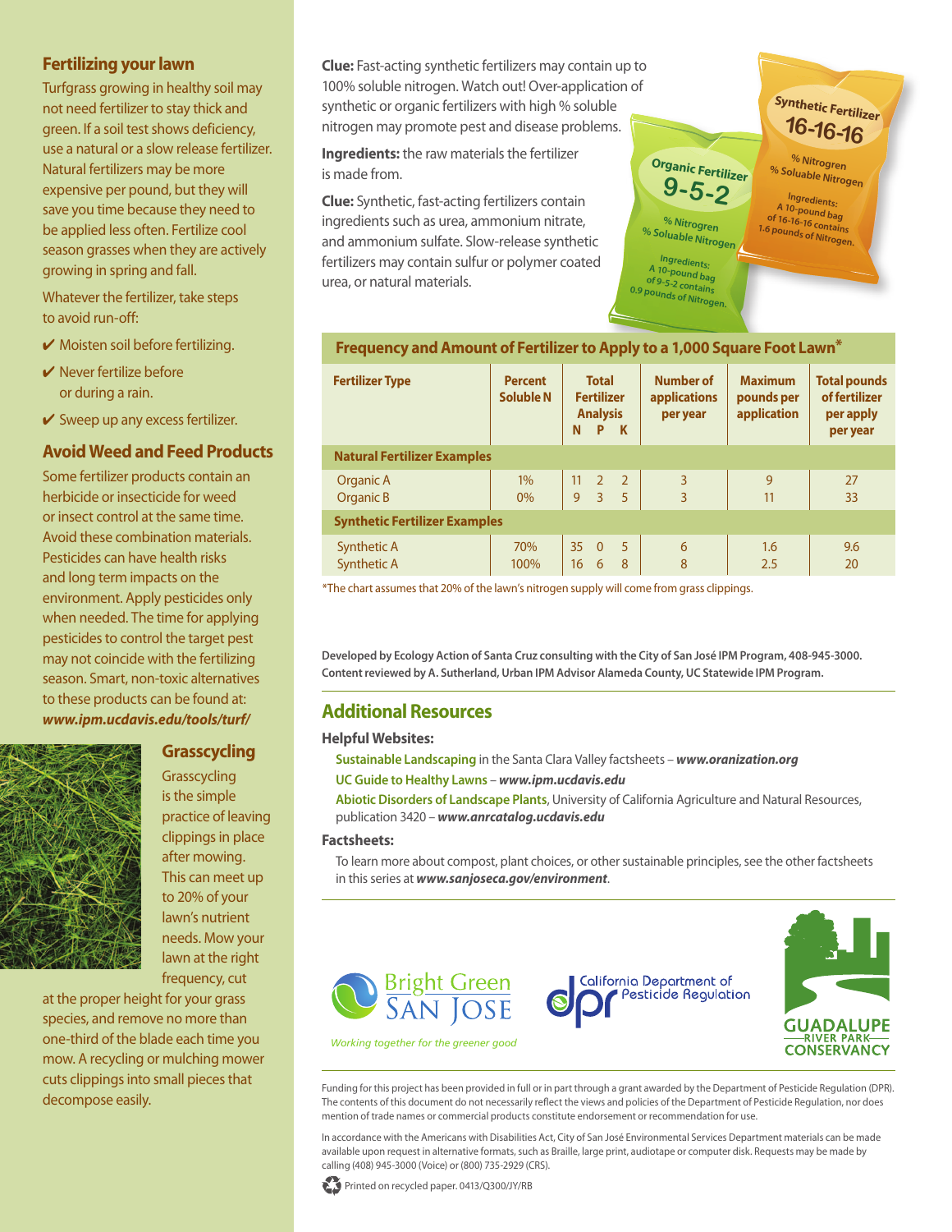## Fertilizing your lawn

Turfgrass growing in healthy soil may not need fertilizer to stay thick and green. If a soil test shows deficiency, use a natural or a slow release fertilizer. Natural fertilizers may be more expensive per pound, but they will save you time because they need to be applied less often. Fertilize cool season grasses when they are actively growing in spring and fall.

Whatever the fertilizer, take steps to avoid run-off:

- ✔ Moisten soil before fertilizing.
- ✔ Never fertilize before or during a rain.
- ✔ Sweep up any excess fertilizer.

## Avoid Weed and Feed Products

Some fertilizer products contain an herbicide or insecticide for weed or insect control at the same time. Avoid these combination materials. Pesticides can have health risks and long term impacts on the environment. Apply pesticides only when needed. The time for applying pesticides to control the target pest may not coincide with the fertilizing season. Smart, non-toxic alternatives to these products can be found at: ***www.ipm.ucdavis.edu/tools/turf/***

## Grasscycling

Grasscycling is the simple practice of leaving clippings in place after mowing. This can meet up to 20% of your lawn's nutrient needs. Mow your lawn at the right frequency, cut at the proper height for your grass species, and remove no more than one-third of the blade each time you mow. A recycling or mulching mower cuts clippings into small pieces that decompose easily.

**Clue:** Fast-acting synthetic fertilizers may contain up to 100% soluble nitrogen. Watch out! Over-application of synthetic or organic fertilizers with high % soluble nitrogen may promote pest and disease problems.

**Ingredients:** the raw materials the fertilizer is made from.

**Clue:** Synthetic, fast-acting fertilizers contain ingredients such as urea, ammonium nitrate, and ammonium sulfate. Slow-release synthetic fertilizers may contain sulfur or polymer coated urea, or natural materials.

Organic Fertilizer
9-5-2
% Nitrogren
% Soluable Nitrogen
Ingredients:
A 10-pound bag of 9-5-2 contains 0.9 pounds of Nitrogen.

Synthetic Fertilizer
16-16-16
% Nitrogren
% Soluable Nitrogen
Ingredients:
A 10-pound bag of 16-16-16 contains 1.6 pounds of Nitrogen.

### Frequency and Amount of Fertilizer to Apply to a 1,000 Square Foot Lawn*

| Fertilizer Type | Percent Soluble N | Total Fertilizer Analysis N | P | K | Number of applications per year | Maximum pounds per application | Total pounds of fertilizer per apply per year |
|---|---|---|---|---|---|---|---|
| **Natural Fertilizer Examples** | | | | | | | |
| Organic A | 1% | 11 | 2 | 2 | 3 | 9 | 27 |
| Organic B | 0% | 9 | 3 | 5 | 3 | 11 | 33 |
| **Synthetic Fertilizer Examples** | | | | | | | |
| Synthetic A | 70% | 35 | 0 | 5 | 6 | 1.6 | 9.6 |
| Synthetic A | 100% | 16 | 6 | 8 | 8 | 2.5 | 20 |

*The chart assumes that 20% of the lawn's nitrogen supply will come from grass clippings.

**Developed by Ecology Action of Santa Cruz consulting with the City of San José IPM Program, 408-945-3000. Content reviewed by A. Sutherland, Urban IPM Advisor Alameda County, UC Statewide IPM Program.**

## Additional Resources

### Helpful Websites:

Sustainable Landscaping in the Santa Clara Valley factsheets – ***www.oranization.org***

UC Guide to Healthy Lawns – ***www.ipm.ucdavis.edu***

Abiotic Disorders of Landscape Plants, University of California Agriculture and Natural Resources, publication 3420 – ***www.anrcatalog.ucdavis.edu***

### Factsheets:

To learn more about compost, plant choices, or other sustainable principles, see the other factsheets in this series at ***www.sanjoseca.gov/environment***.

Bright Green San Jose
*Working together for the greener good*

California Department of Pesticide Regulation

Guadalupe River Park Conservancy

Funding for this project has been provided in full or in part through a grant awarded by the Department of Pesticide Regulation (DPR). The contents of this document do not necessarily reflect the views and policies of the Department of Pesticide Regulation, nor does mention of trade names or commercial products constitute endorsement or recommendation for use.

In accordance with the Americans with Disabilities Act, City of San José Environmental Services Department materials can be made available upon request in alternative formats, such as Braille, large print, audiotape or computer disk. Requests may be made by calling (408) 945-3000 (Voice) or (800) 735-2929 (CRS).

Printed on recycled paper. 0413/Q300/JY/RB